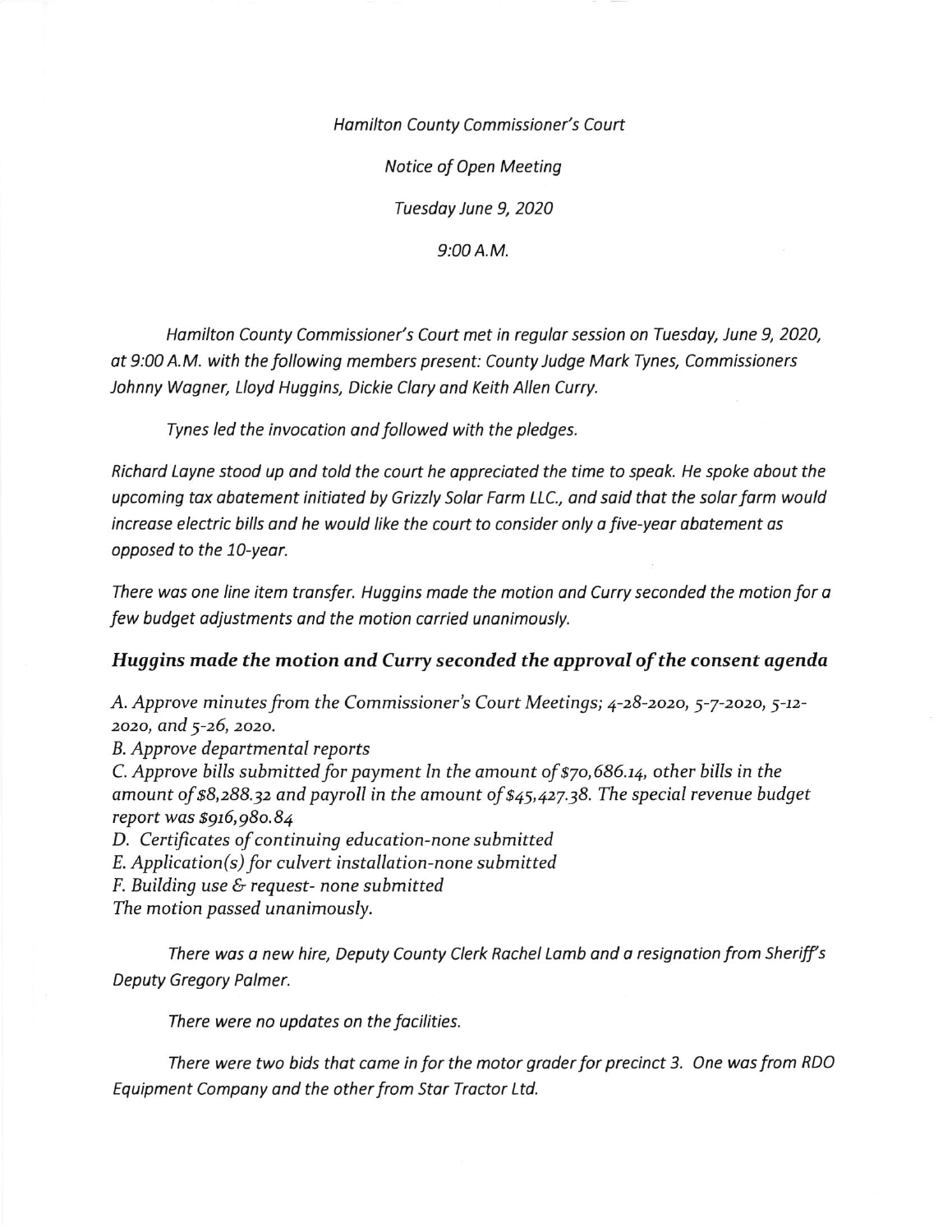*Hamilton County Commissioner's Court*

*Notice of Open Meeting*

*Tuesday June 9, 2020*

*9:00 A.M.*

*Hamilton County Commissioner's Court met in regular session on Tuesday, June 9, 2020, at 9:00 A.M. with the following members present: County Judge Mark Tynes, Commissioners Johnny Wagner, Lloyd Huggins, Dickie Clary and Keith Allen Curry.*

*Tynes led the invocation and followed with the pledges.*

*Richard Layne stood up and told the court he appreciated the time to speak. He spoke about the upcoming tax abatement initiated by Grizzly Solar Farm LLC., and said that the solar farm would increase electric bills and he would like the court to consider only a five-year abatement as opposed to the 10-year.*

*There was one line item transfer. Huggins made the motion and Curry seconded the motion for a few budget adjustments and the motion carried unanimously.*

***Huggins made the motion and Curry seconded the approval of the consent agenda***

*A. Approve minutes from the Commissioner's Court Meetings; 4-28-2020, 5-7-2020, 5-12-2020, and 5-26, 2020.*

*B. Approve departmental reports*

*C. Approve bills submitted for payment In the amount of $70,686.14, other bills in the amount of $8,288.32 and payroll in the amount of $45,427.38. The special revenue budget report was $916,980.84*

*D. Certificates of continuing education-none submitted*

*E. Application(s) for culvert installation-none submitted*

*F. Building use & request- none submitted*

*The motion passed unanimously.*

*There was a new hire, Deputy County Clerk Rachel Lamb and a resignation from Sheriff's Deputy Gregory Palmer.*

*There were no updates on the facilities.*

*There were two bids that came in for the motor grader for precinct 3. One was from RDO Equipment Company and the other from Star Tractor Ltd.*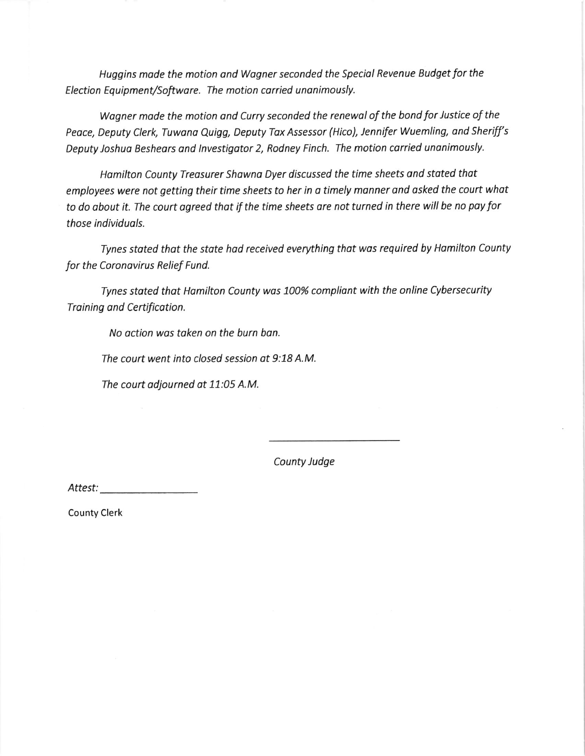*Huggins made the motion and Wagner seconded the Special Revenue Budget for the Election Equipment/Software. The motion carried unanimously.*

*Wagner made the motion and Curry seconded the renewal of the bond for Justice of the Peace, Deputy Clerk, Tuwana Quigg, Deputy Tax Assessor (Hico), Jennifer Wuemling, and Sheriff's Deputy Joshua Beshears and Investigator 2, Rodney Finch. The motion carried unanimously.*

*Hamilton County Treasurer Shawna Dyer discussed the time sheets and stated that employees were not getting their time sheets to her in a timely manner and asked the court what to do about it. The court agreed that if the time sheets are not turned in there will be no pay for those individuals.*

*Tynes stated that the state had received everything that was required by Hamilton County for the Coronavirus Relief Fund.*

*Tynes stated that Hamilton County was 100% compliant with the online Cybersecurity Training and Certification.*

*No action was taken on the burn ban.*

*The court went into closed session at 9:18 A.M.*

*The court adjourned at 11:05 A.M.*

\_\_\_\_\_\_\_\_\_\_\_\_\_\_\_\_\_\_\_\_\_\_\_\_

*County Judge*

*Attest:* \_\_\_\_\_\_\_\_\_\_\_\_\_\_\_\_\_\_

County Clerk